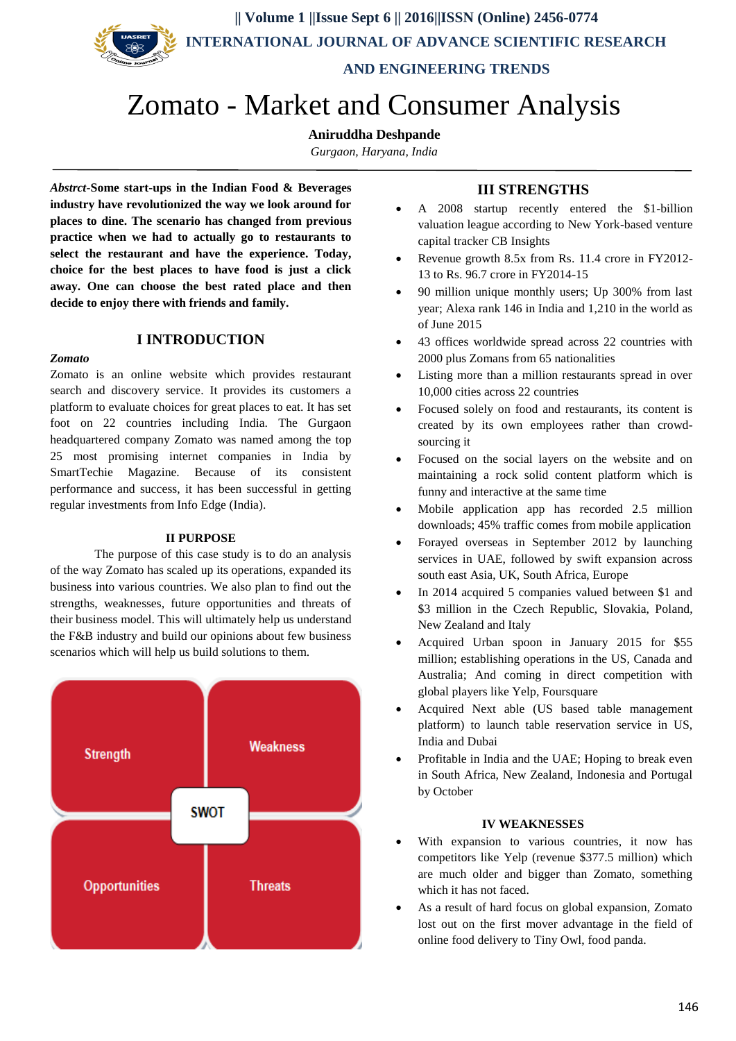# Zomato - Market and Consumer Analysis

**Aniruddha Deshpande**

*Gurgaon, Haryana, India*

***Abstrct*-Some start-ups in the Indian Food & Beverages industry have revolutionized the way we look around for places to dine. The scenario has changed from previous practice when we had to actually go to restaurants to select the restaurant and have the experience. Today, choice for the best places to have food is just a click away. One can choose the best rated place and then decide to enjoy there with friends and family.**

## I INTRODUCTION

***Zomato***

Zomato is an online website which provides restaurant search and discovery service. It provides its customers a platform to evaluate choices for great places to eat. It has set foot on 22 countries including India. The Gurgaon headquartered company Zomato was named among the top 25 most promising internet companies in India by SmartTechie Magazine. Because of its consistent performance and success, it has been successful in getting regular investments from Info Edge (India).

## II PURPOSE

The purpose of this case study is to do an analysis of the way Zomato has scaled up its operations, expanded its business into various countries. We also plan to find out the strengths, weaknesses, future opportunities and threats of their business model. This will ultimately help us understand the F&B industry and build our opinions about few business scenarios which will help us build solutions to them.

| Strength | Weakness |
|---|---|
| SWOT | |
| Opportunities | Threats |

## III STRENGTHS

- A 2008 startup recently entered the $1-billion valuation league according to New York-based venture capital tracker CB Insights
- Revenue growth 8.5x from Rs. 11.4 crore in FY2012-13 to Rs. 96.7 crore in FY2014-15
- 90 million unique monthly users; Up 300% from last year; Alexa rank 146 in India and 1,210 in the world as of June 2015
- 43 offices worldwide spread across 22 countries with 2000 plus Zomans from 65 nationalities
- Listing more than a million restaurants spread in over 10,000 cities across 22 countries
- Focused solely on food and restaurants, its content is created by its own employees rather than crowd-sourcing it
- Focused on the social layers on the website and on maintaining a rock solid content platform which is funny and interactive at the same time
- Mobile application app has recorded 2.5 million downloads; 45% traffic comes from mobile application
- Forayed overseas in September 2012 by launching services in UAE, followed by swift expansion across south east Asia, UK, South Africa, Europe
- In 2014 acquired 5 companies valued between $1 and $3 million in the Czech Republic, Slovakia, Poland, New Zealand and Italy
- Acquired Urban spoon in January 2015 for $55 million; establishing operations in the US, Canada and Australia; And coming in direct competition with global players like Yelp, Foursquare
- Acquired Next able (US based table management platform) to launch table reservation service in US, India and Dubai
- Profitable in India and the UAE; Hoping to break even in South Africa, New Zealand, Indonesia and Portugal by October

## IV WEAKNESSES

- With expansion to various countries, it now has competitors like Yelp (revenue $377.5 million) which are much older and bigger than Zomato, something which it has not faced.
- As a result of hard focus on global expansion, Zomato lost out on the first mover advantage in the field of online food delivery to Tiny Owl, food panda.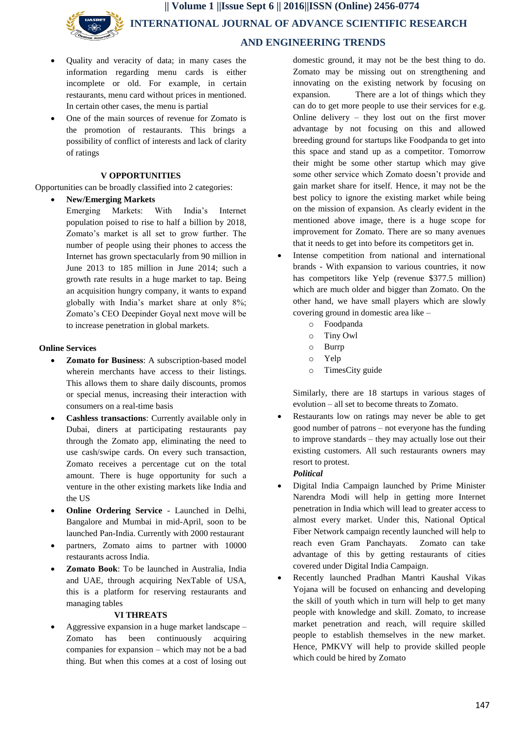- Quality and veracity of data; in many cases the information regarding menu cards is either incomplete or old. For example, in certain restaurants, menu card without prices in mentioned. In certain other cases, the menu is partial
- One of the main sources of revenue for Zomato is the promotion of restaurants. This brings a possibility of conflict of interests and lack of clarity of ratings

## V OPPORTUNITIES

Opportunities can be broadly classified into 2 categories:

- **New/Emerging Markets**

  Emerging Markets: With India's Internet population poised to rise to half a billion by 2018, Zomato's market is all set to grow further. The number of people using their phones to access the Internet has grown spectacularly from 90 million in June 2013 to 185 million in June 2014; such a growth rate results in a huge market to tap. Being an acquisition hungry company, it wants to expand globally with India's market share at only 8%; Zomato's CEO Deepinder Goyal next move will be to increase penetration in global markets.

**Online Services**

- **Zomato for Business**: A subscription-based model wherein merchants have access to their listings. This allows them to share daily discounts, promos or special menus, increasing their interaction with consumers on a real-time basis
- **Cashless transactions**: Currently available only in Dubai, diners at participating restaurants pay through the Zomato app, eliminating the need to use cash/swipe cards. On every such transaction, Zomato receives a percentage cut on the total amount. There is huge opportunity for such a venture in the other existing markets like India and the US
- **Online Ordering Service** - Launched in Delhi, Bangalore and Mumbai in mid-April, soon to be launched Pan-India. Currently with 2000 restaurant
- partners, Zomato aims to partner with 10000 restaurants across India.
- **Zomato Book**: To be launched in Australia, India and UAE, through acquiring NexTable of USA, this is a platform for reserving restaurants and managing tables

## VI THREATS

- Aggressive expansion in a huge market landscape – Zomato has been continuously acquiring companies for expansion – which may not be a bad thing. But when this comes at a cost of losing out domestic ground, it may not be the best thing to do. Zomato may be missing out on strengthening and innovating on the existing network by focusing on expansion. There are a lot of things which they can do to get more people to use their services for e.g. Online delivery – they lost out on the first mover advantage by not focusing on this and allowed breeding ground for startups like Foodpanda to get into this space and stand up as a competitor. Tomorrow their might be some other startup which may give some other service which Zomato doesn't provide and gain market share for itself. Hence, it may not be the best policy to ignore the existing market while being on the mission of expansion. As clearly evident in the mentioned above image, there is a huge scope for improvement for Zomato. There are so many avenues that it needs to get into before its competitors get in.
- Intense competition from national and international brands - With expansion to various countries, it now has competitors like Yelp (revenue $377.5 million) which are much older and bigger than Zomato. On the other hand, we have small players which are slowly covering ground in domestic area like –
  - Foodpanda
  - Tiny Owl
  - Burrp
  - Yelp
  - TimesCity guide

  Similarly, there are 18 startups in various stages of evolution – all set to become threats to Zomato.
- Restaurants low on ratings may never be able to get good number of patrons – not everyone has the funding to improve standards – they may actually lose out their existing customers. All such restaurants owners may resort to protest.

***Political***

- Digital India Campaign launched by Prime Minister Narendra Modi will help in getting more Internet penetration in India which will lead to greater access to almost every market. Under this, National Optical Fiber Network campaign recently launched will help to reach even Gram Panchayats. Zomato can take advantage of this by getting restaurants of cities covered under Digital India Campaign.
- Recently launched Pradhan Mantri Kaushal Vikas Yojana will be focused on enhancing and developing the skill of youth which in turn will help to get many people with knowledge and skill. Zomato, to increase market penetration and reach, will require skilled people to establish themselves in the new market. Hence, PMKVY will help to provide skilled people which could be hired by Zomato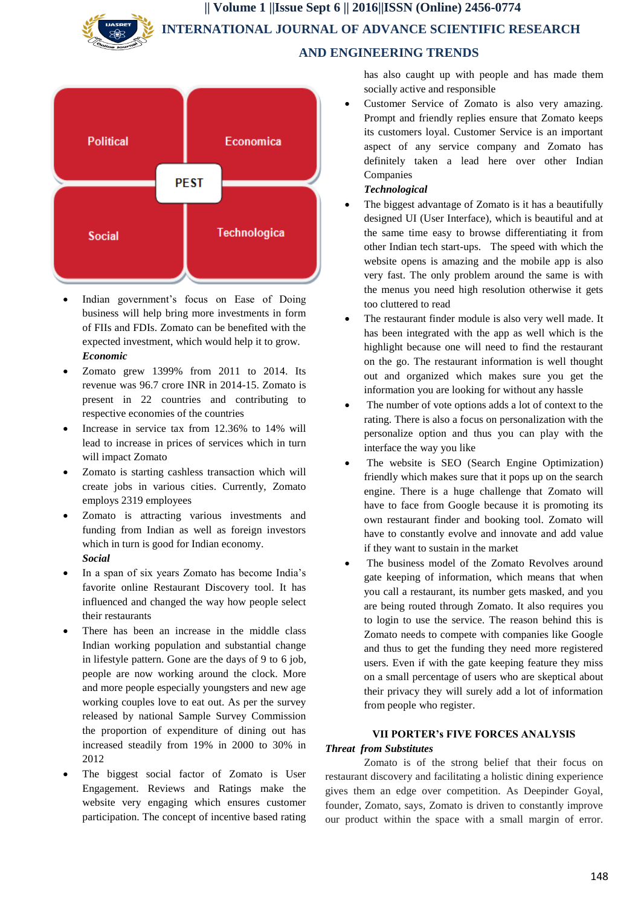Political | Economica | Social | Technologica — PEST

- Indian government's focus on Ease of Doing business will help bring more investments in form of FIIs and FDIs. Zomato can be benefited with the expected investment, which would help it to grow.

***Economic***

- Zomato grew 1399% from 2011 to 2014. Its revenue was 96.7 crore INR in 2014-15. Zomato is present in 22 countries and contributing to respective economies of the countries
- Increase in service tax from 12.36% to 14% will lead to increase in prices of services which in turn will impact Zomato
- Zomato is starting cashless transaction which will create jobs in various cities. Currently, Zomato employs 2319 employees
- Zomato is attracting various investments and funding from Indian as well as foreign investors which in turn is good for Indian economy.

***Social***

- In a span of six years Zomato has become India's favorite online Restaurant Discovery tool. It has influenced and changed the way how people select their restaurants
- There has been an increase in the middle class Indian working population and substantial change in lifestyle pattern. Gone are the days of 9 to 6 job, people are now working around the clock. More and more people especially youngsters and new age working couples love to eat out. As per the survey released by national Sample Survey Commission the proportion of expenditure of dining out has increased steadily from 19% in 2000 to 30% in 2012
- The biggest social factor of Zomato is User Engagement. Reviews and Ratings make the website very engaging which ensures customer participation. The concept of incentive based rating has also caught up with people and has made them socially active and responsible
- Customer Service of Zomato is also very amazing. Prompt and friendly replies ensure that Zomato keeps its customers loyal. Customer Service is an important aspect of any service company and Zomato has definitely taken a lead here over other Indian Companies

***Technological***

- The biggest advantage of Zomato is it has a beautifully designed UI (User Interface), which is beautiful and at the same time easy to browse differentiating it from other Indian tech start-ups. The speed with which the website opens is amazing and the mobile app is also very fast. The only problem around the same is with the menus you need high resolution otherwise it gets too cluttered to read
- The restaurant finder module is also very well made. It has been integrated with the app as well which is the highlight because one will need to find the restaurant on the go. The restaurant information is well thought out and organized which makes sure you get the information you are looking for without any hassle
- The number of vote options adds a lot of context to the rating. There is also a focus on personalization with the personalize option and thus you can play with the interface the way you like
- The website is SEO (Search Engine Optimization) friendly which makes sure that it pops up on the search engine. There is a huge challenge that Zomato will have to face from Google because it is promoting its own restaurant finder and booking tool. Zomato will have to constantly evolve and innovate and add value if they want to sustain in the market
- The business model of the Zomato Revolves around gate keeping of information, which means that when you call a restaurant, its number gets masked, and you are being routed through Zomato. It also requires you to login to use the service. The reason behind this is Zomato needs to compete with companies like Google and thus to get the funding they need more registered users. Even if with the gate keeping feature they miss on a small percentage of users who are skeptical about their privacy they will surely add a lot of information from people who register.

## VII PORTER's FIVE FORCES ANALYSIS

***Threat from Substitutes***

Zomato is of the strong belief that their focus on restaurant discovery and facilitating a holistic dining experience gives them an edge over competition. As Deepinder Goyal, founder, Zomato, says, Zomato is driven to constantly improve our product within the space with a small margin of error.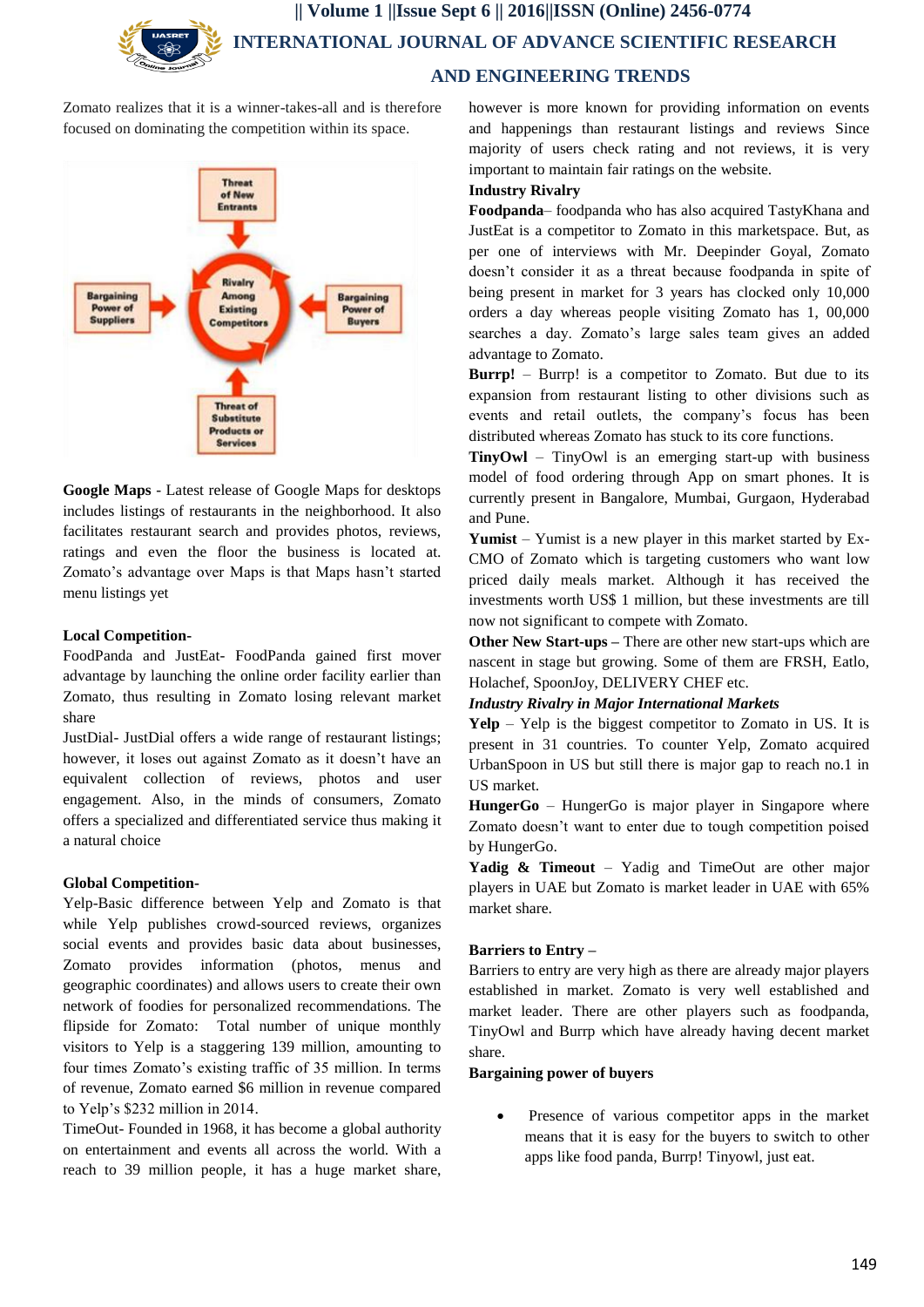Zomato realizes that it is a winner-takes-all and is therefore focused on dominating the competition within its space.

**Google Maps** - Latest release of Google Maps for desktops includes listings of restaurants in the neighborhood. It also facilitates restaurant search and provides photos, reviews, ratings and even the floor the business is located at. Zomato's advantage over Maps is that Maps hasn't started menu listings yet

**Local Competition-**

FoodPanda and JustEat- FoodPanda gained first mover advantage by launching the online order facility earlier than Zomato, thus resulting in Zomato losing relevant market share

JustDial- JustDial offers a wide range of restaurant listings; however, it loses out against Zomato as it doesn't have an equivalent collection of reviews, photos and user engagement. Also, in the minds of consumers, Zomato offers a specialized and differentiated service thus making it a natural choice

**Global Competition-**

Yelp-Basic difference between Yelp and Zomato is that while Yelp publishes crowd-sourced reviews, organizes social events and provides basic data about businesses, Zomato provides information (photos, menus and geographic coordinates) and allows users to create their own network of foodies for personalized recommendations. The flipside for Zomato: Total number of unique monthly visitors to Yelp is a staggering 139 million, amounting to four times Zomato's existing traffic of 35 million. In terms of revenue, Zomato earned $6 million in revenue compared to Yelp's $232 million in 2014.

TimeOut- Founded in 1968, it has become a global authority on entertainment and events all across the world. With a reach to 39 million people, it has a huge market share, however is more known for providing information on events and happenings than restaurant listings and reviews Since majority of users check rating and not reviews, it is very important to maintain fair ratings on the website.

**Industry Rivalry**

**Foodpanda**– foodpanda who has also acquired TastyKhana and JustEat is a competitor to Zomato in this marketspace. But, as per one of interviews with Mr. Deepinder Goyal, Zomato doesn't consider it as a threat because foodpanda in spite of being present in market for 3 years has clocked only 10,000 orders a day whereas people visiting Zomato has 1, 00,000 searches a day. Zomato's large sales team gives an added advantage to Zomato.

**Burrp!** – Burrp! is a competitor to Zomato. But due to its expansion from restaurant listing to other divisions such as events and retail outlets, the company's focus has been distributed whereas Zomato has stuck to its core functions.

**TinyOwl** – TinyOwl is an emerging start-up with business model of food ordering through App on smart phones. It is currently present in Bangalore, Mumbai, Gurgaon, Hyderabad and Pune.

**Yumist** – Yumist is a new player in this market started by Ex-CMO of Zomato which is targeting customers who want low priced daily meals market. Although it has received the investments worth US$ 1 million, but these investments are till now not significant to compete with Zomato.

**Other New Start-ups –** There are other new start-ups which are nascent in stage but growing. Some of them are FRSH, Eatlo, Holachef, SpoonJoy, DELIVERY CHEF etc.

***Industry Rivalry in Major International Markets***

**Yelp** – Yelp is the biggest competitor to Zomato in US. It is present in 31 countries. To counter Yelp, Zomato acquired UrbanSpoon in US but still there is major gap to reach no.1 in US market.

**HungerGo** – HungerGo is major player in Singapore where Zomato doesn't want to enter due to tough competition poised by HungerGo.

**Yadig & Timeout** – Yadig and TimeOut are other major players in UAE but Zomato is market leader in UAE with 65% market share.

**Barriers to Entry –**

Barriers to entry are very high as there are already major players established in market. Zomato is very well established and market leader. There are other players such as foodpanda, TinyOwl and Burrp which have already having decent market share.

**Bargaining power of buyers**

- Presence of various competitor apps in the market means that it is easy for the buyers to switch to other apps like food panda, Burrp! Tinyowl, just eat.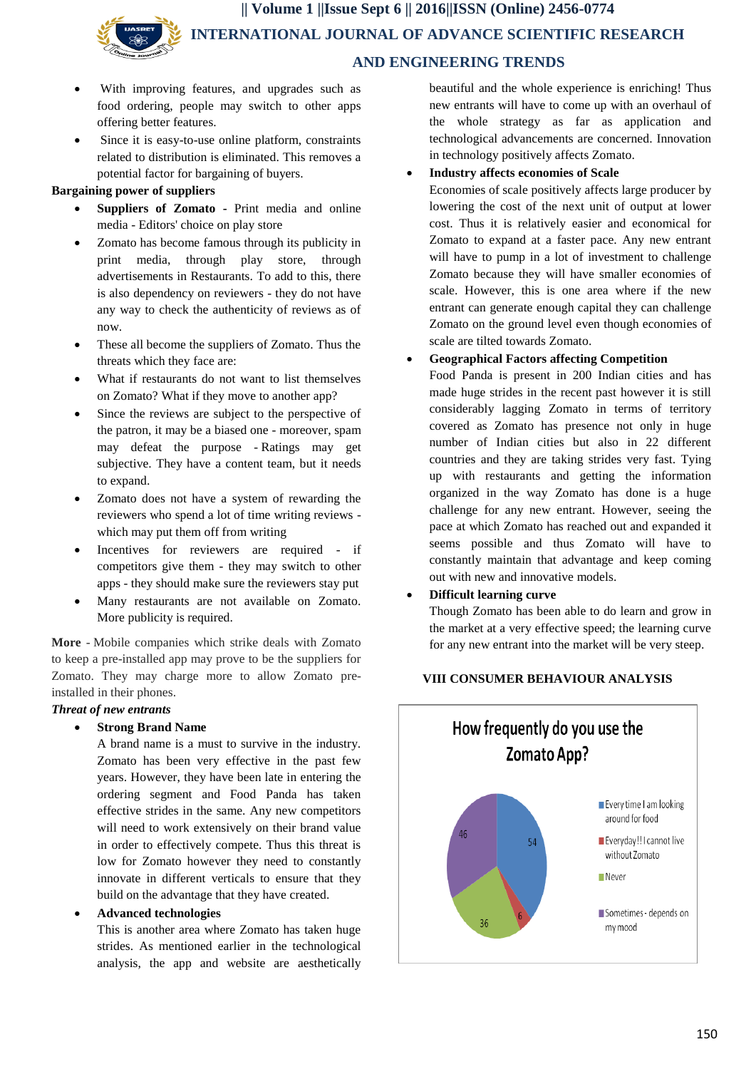- With improving features, and upgrades such as food ordering, people may switch to other apps offering better features.
- Since it is easy-to-use online platform, constraints related to distribution is eliminated. This removes a potential factor for bargaining of buyers.

**Bargaining power of suppliers**

- **Suppliers of Zomato -** Print media and online media - Editors' choice on play store
- Zomato has become famous through its publicity in print media, through play store, through advertisements in Restaurants. To add to this, there is also dependency on reviewers - they do not have any way to check the authenticity of reviews as of now.
- These all become the suppliers of Zomato. Thus the threats which they face are:
- What if restaurants do not want to list themselves on Zomato? What if they move to another app?
- Since the reviews are subject to the perspective of the patron, it may be a biased one - moreover, spam may defeat the purpose - Ratings may get subjective. They have a content team, but it needs to expand.
- Zomato does not have a system of rewarding the reviewers who spend a lot of time writing reviews - which may put them off from writing
- Incentives for reviewers are required - if competitors give them - they may switch to other apps - they should make sure the reviewers stay put
- Many restaurants are not available on Zomato. More publicity is required.

**More** - Mobile companies which strike deals with Zomato to keep a pre-installed app may prove to be the suppliers for Zomato. They may charge more to allow Zomato pre-installed in their phones.

***Threat of new entrants***

- **Strong Brand Name**
  A brand name is a must to survive in the industry. Zomato has been very effective in the past few years. However, they have been late in entering the ordering segment and Food Panda has taken effective strides in the same. Any new competitors will need to work extensively on their brand value in order to effectively compete. Thus this threat is low for Zomato however they need to constantly innovate in different verticals to ensure that they build on the advantage that they have created.
- **Advanced technologies**
  This is another area where Zomato has taken huge strides. As mentioned earlier in the technological analysis, the app and website are aesthetically beautiful and the whole experience is enriching! Thus new entrants will have to come up with an overhaul of the whole strategy as far as application and technological advancements are concerned. Innovation in technology positively affects Zomato.
- **Industry affects economies of Scale**
  Economies of scale positively affects large producer by lowering the cost of the next unit of output at lower cost. Thus it is relatively easier and economical for Zomato to expand at a faster pace. Any new entrant will have to pump in a lot of investment to challenge Zomato because they will have smaller economies of scale. However, this is one area where if the new entrant can generate enough capital they can challenge Zomato on the ground level even though economies of scale are tilted towards Zomato.
- **Geographical Factors affecting Competition**
  Food Panda is present in 200 Indian cities and has made huge strides in the recent past however it is still considerably lagging Zomato in terms of territory covered as Zomato has presence not only in huge number of Indian cities but also in 22 different countries and they are taking strides very fast. Tying up with restaurants and getting the information organized in the way Zomato has done is a huge challenge for any new entrant. However, seeing the pace at which Zomato has reached out and expanded it seems possible and thus Zomato will have to constantly maintain that advantage and keep coming out with new and innovative models.
- **Difficult learning curve**
  Though Zomato has been able to do learn and grow in the market at a very effective speed; the learning curve for any new entrant into the market will be very steep.

## VIII CONSUMER BEHAVIOUR ANALYSIS

How frequently do you use the Zomato App?

| Response | Count |
|---|---|
| Every time I am looking around for food | 54 |
| Everyday!! I cannot live without Zomato | 6 |
| Never | 36 |
| Sometimes - depends on my mood | 46 |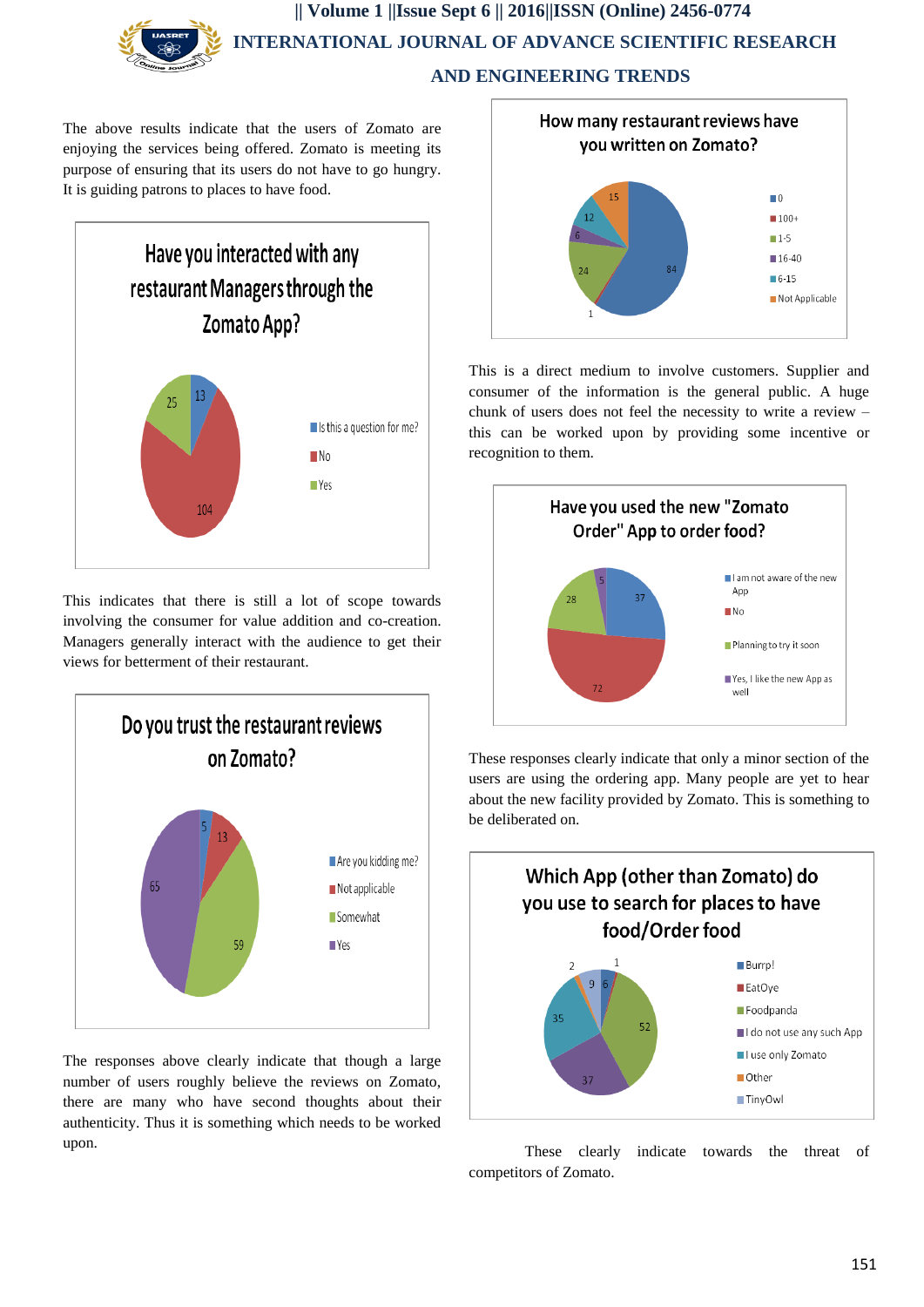The above results indicate that the users of Zomato are enjoying the services being offered. Zomato is meeting its purpose of ensuring that its users do not have to go hungry. It is guiding patrons to places to have food.

**Have you interacted with any restaurant Managers through the Zomato App?**

| Response | Count |
| --- | --- |
| Is this a question for me? | 13 |
| No | 104 |
| Yes | 25 |

This indicates that there is still a lot of scope towards involving the consumer for value addition and co-creation. Managers generally interact with the audience to get their views for betterment of their restaurant.

**Do you trust the restaurant reviews on Zomato?**

| Response | Count |
| --- | --- |
| Are you kidding me? | 5 |
| Not applicable | 13 |
| Somewhat | 59 |
| Yes | 65 |

The responses above clearly indicate that though a large number of users roughly believe the reviews on Zomato, there are many who have second thoughts about their authenticity. Thus it is something which needs to be worked upon.

**How many restaurant reviews have you written on Zomato?**

| Response | Count |
| --- | --- |
| 0 | 84 |
| 100+ | 1 |
| 1-5 | 24 |
| 16-40 | 6 |
| 6-15 | 12 |
| Not Applicable | 15 |

This is a direct medium to involve customers. Supplier and consumer of the information is the general public. A huge chunk of users does not feel the necessity to write a review – this can be worked upon by providing some incentive or recognition to them.

**Have you used the new "Zomato Order" App to order food?**

| Response | Count |
| --- | --- |
| I am not aware of the new App | 37 |
| No | 72 |
| Planning to try it soon | 28 |
| Yes, I like the new App as well | 5 |

These responses clearly indicate that only a minor section of the users are using the ordering app. Many people are yet to hear about the new facility provided by Zomato. This is something to be deliberated on.

**Which App (other than Zomato) do you use to search for places to have food/Order food**

| Response | Count |
| --- | --- |
| Burrp! | 6 |
| EatOye | 1 |
| Foodpanda | 52 |
| I do not use any such App | 37 |
| I use only Zomato | 35 |
| Other | 2 |
| TinyOwl | 9 |

These clearly indicate towards the threat of competitors of Zomato.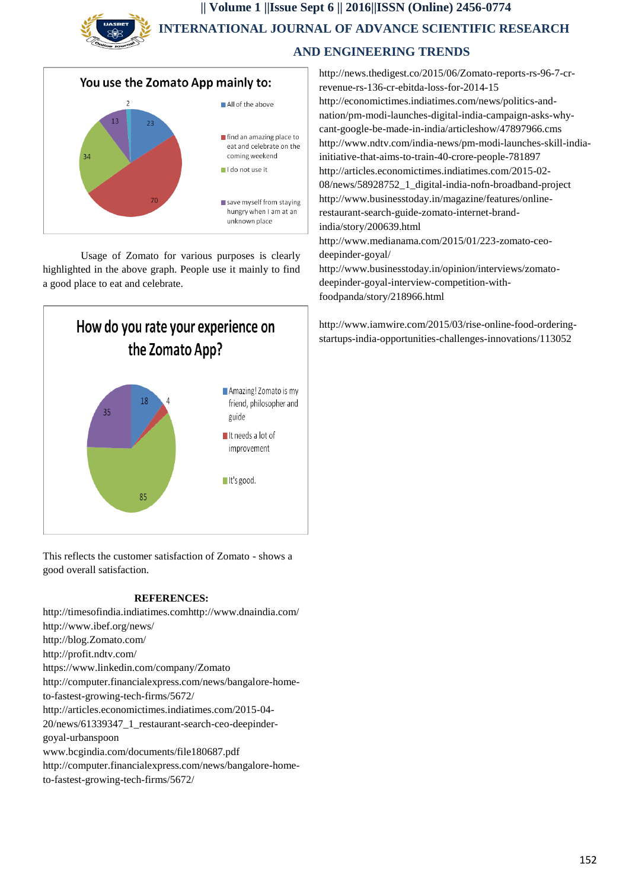You use the Zomato App mainly to:

2

13

23

34

70

All of the above

find an amazing place to eat and celebrate on the coming weekend

I do not use it

save myself from staying hungry when I am at an unknown place

Usage of Zomato for various purposes is clearly highlighted in the above graph. People use it mainly to find a good place to eat and celebrate.

How do you rate your experience on the Zomato App?

18

4

35

85

Amazing! Zomato is my friend, philosopher and guide

It needs a lot of improvement

It's good.

This reflects the customer satisfaction of Zomato - shows a good overall satisfaction.

## REFERENCES:

http://timesofindia.indiatimes.comhttp://www.dnaindia.com/
http://www.ibef.org/news/
http://blog.Zomato.com/
http://profit.ndtv.com/
https://www.linkedin.com/company/Zomato
http://computer.financialexpress.com/news/bangalore-home-to-fastest-growing-tech-firms/5672/
http://articles.economictimes.indiatimes.com/2015-04-20/news/61339347_1_restaurant-search-ceo-deepinder-goyal-urbanspoon
www.bcgindia.com/documents/file180687.pdf
http://computer.financialexpress.com/news/bangalore-home-to-fastest-growing-tech-firms/5672/
http://news.thedigest.co/2015/06/Zomato-reports-rs-96-7-cr-revenue-rs-136-cr-ebitda-loss-for-2014-15
http://economictimes.indiatimes.com/news/politics-and-nation/pm-modi-launches-digital-india-campaign-asks-why-cant-google-be-made-in-india/articleshow/47897966.cms
http://www.ndtv.com/india-news/pm-modi-launches-skill-india-initiative-that-aims-to-train-40-crore-people-781897
http://articles.economictimes.indiatimes.com/2015-02-08/news/58928752_1_digital-india-nofn-broadband-project
http://www.businesstoday.in/magazine/features/online-restaurant-search-guide-zomato-internet-brand-india/story/200639.html
http://www.medianama.com/2015/01/223-zomato-ceo-deepinder-goyal/
http://www.businesstoday.in/opinion/interviews/zomato-deepinder-goyal-interview-competition-with-foodpanda/story/218966.html

http://www.iamwire.com/2015/03/rise-online-food-ordering-startups-india-opportunities-challenges-innovations/113052